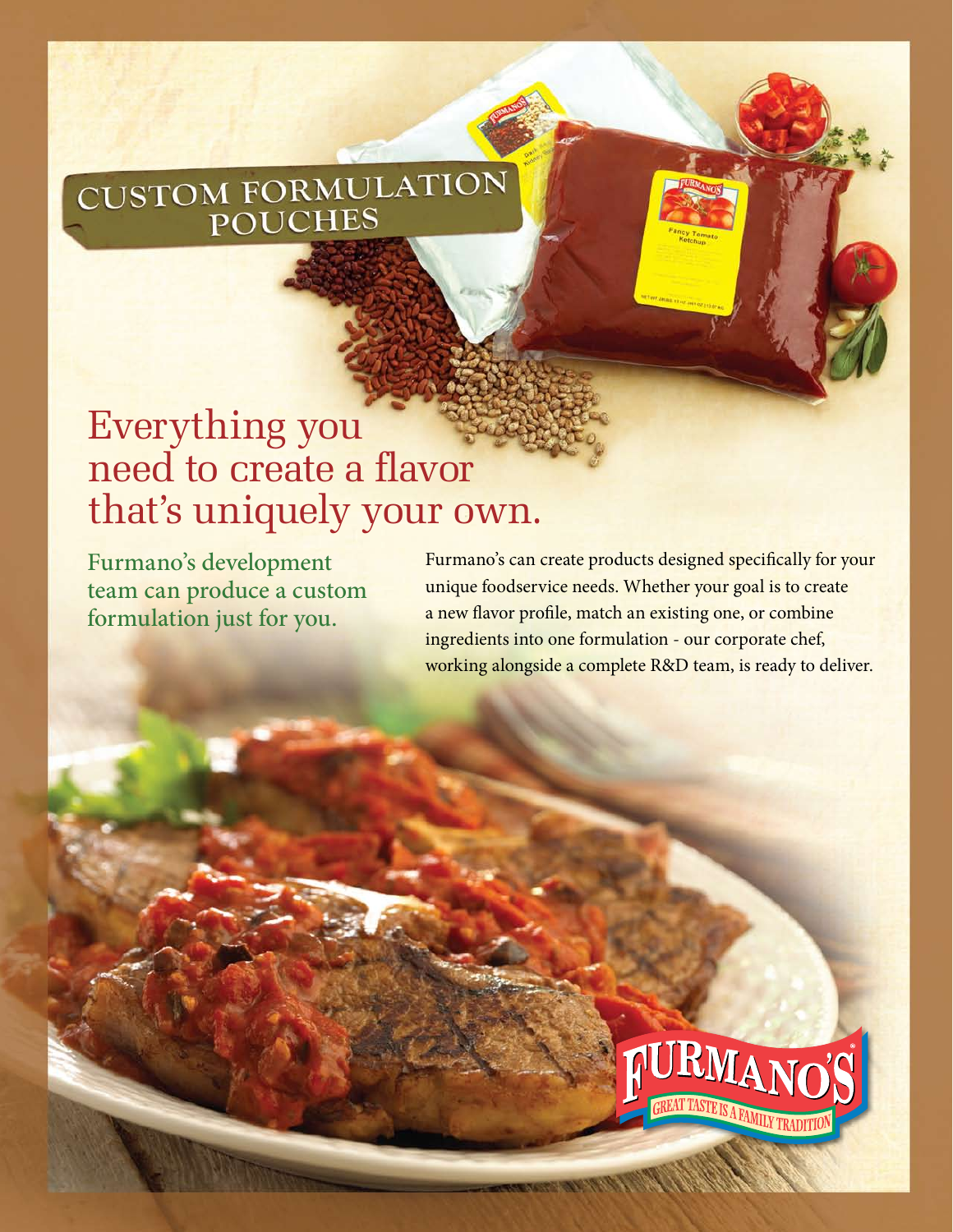# CUSTOM FORMULATION POUCHES

## Everything you need to create a flavor that's uniquely your own.

### Furmano's development team can produce a custom formulation just for you.

Furmano's can create products designed specifically for your unique foodservice needs. Whether your goal is to create a new flavor profile, match an existing one, or combine ingredients into one formulation - our corporate chef, working alongside a complete R&D team, is ready to deliver.

FURMANO'S®
GREAT TASTE IS A FAMILY TRADITION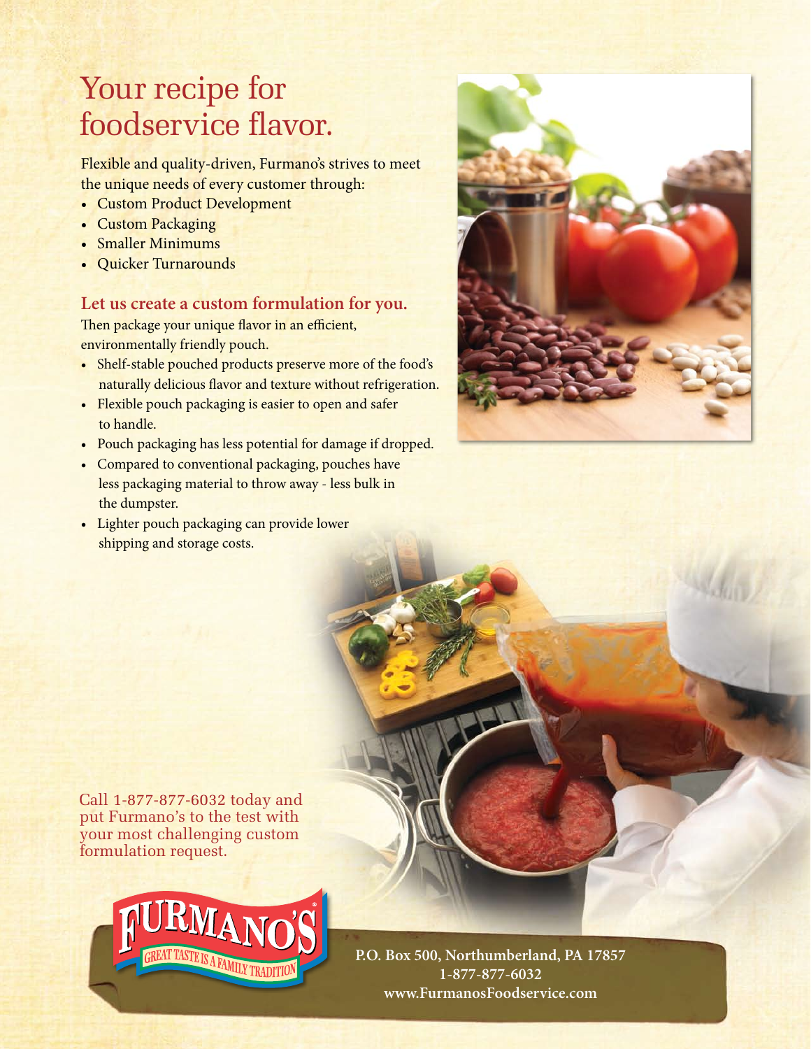# Your recipe for foodservice flavor.

Flexible and quality-driven, Furmano's strives to meet the unique needs of every customer through:

- Custom Product Development
- Custom Packaging
- Smaller Minimums
- Quicker Turnarounds

## Let us create a custom formulation for you.

Then package your unique flavor in an efficient, environmentally friendly pouch.

- Shelf-stable pouched products preserve more of the food's naturally delicious flavor and texture without refrigeration.
- Flexible pouch packaging is easier to open and safer to handle.
- Pouch packaging has less potential for damage if dropped.
- Compared to conventional packaging, pouches have less packaging material to throw away - less bulk in the dumpster.
- Lighter pouch packaging can provide lower shipping and storage costs.

Call 1-877-877-6032 today and put Furmano's to the test with your most challenging custom formulation request.

FURMANO'S®
GREAT TASTE IS A FAMILY TRADITION

**P.O. Box 500, Northumberland, PA 17857**
**1-877-877-6032**
**www.FurmanosFoodservice.com**